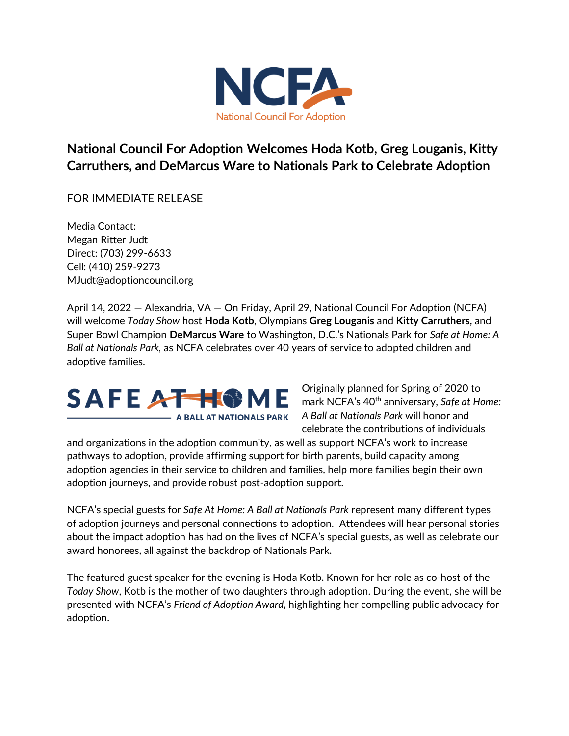NCFA
National Council For Adoption

## National Council For Adoption Welcomes Hoda Kotb, Greg Louganis, Kitty Carruthers, and DeMarcus Ware to Nationals Park to Celebrate Adoption

FOR IMMEDIATE RELEASE

Media Contact:
Megan Ritter Judt
Direct: (703) 299-6633
Cell: (410) 259-9273
MJudt@adoptioncouncil.org

April 14, 2022 — Alexandria, VA — On Friday, April 29, National Council For Adoption (NCFA) will welcome *Today Show* host **Hoda Kotb**, Olympians **Greg Louganis** and **Kitty Carruthers,** and Super Bowl Champion **DeMarcus Ware** to Washington, D.C.'s Nationals Park for *Safe at Home: A Ball at Nationals Park*, as NCFA celebrates over 40 years of service to adopted children and adoptive families.

SAFE AT HOME
A BALL AT NATIONALS PARK

Originally planned for Spring of 2020 to mark NCFA's 40th anniversary, *Safe at Home: A Ball at Nationals Park* will honor and celebrate the contributions of individuals and organizations in the adoption community, as well as support NCFA's work to increase pathways to adoption, provide affirming support for birth parents, build capacity among adoption agencies in their service to children and families, help more families begin their own adoption journeys, and provide robust post-adoption support.

NCFA's special guests for *Safe At Home: A Ball at Nationals Park* represent many different types of adoption journeys and personal connections to adoption. Attendees will hear personal stories about the impact adoption has had on the lives of NCFA's special guests, as well as celebrate our award honorees, all against the backdrop of Nationals Park.

The featured guest speaker for the evening is Hoda Kotb. Known for her role as co-host of the *Today Show*, Kotb is the mother of two daughters through adoption. During the event, she will be presented with NCFA's *Friend of Adoption Award*, highlighting her compelling public advocacy for adoption.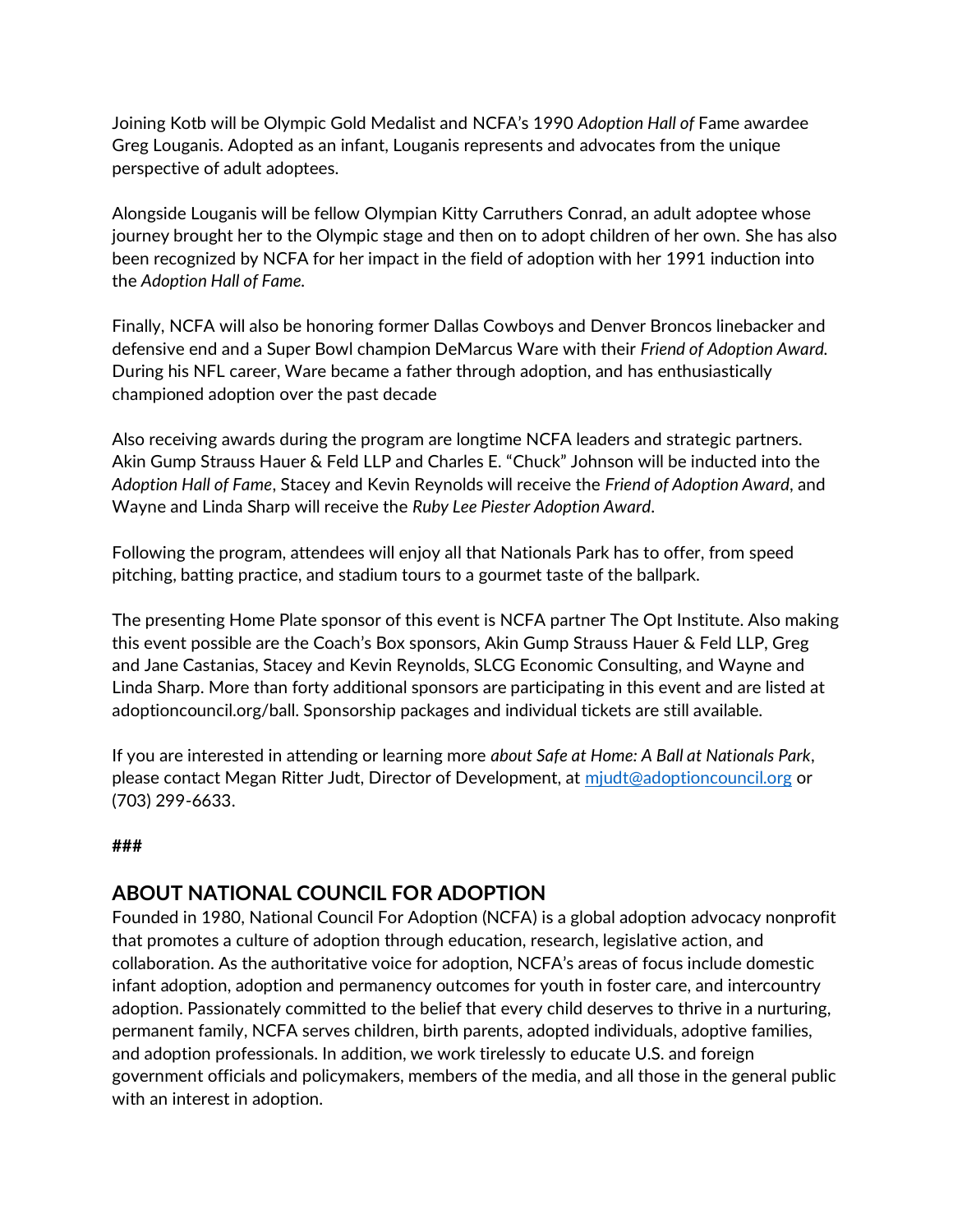Joining Kotb will be Olympic Gold Medalist and NCFA's 1990 *Adoption Hall of* Fame awardee Greg Louganis. Adopted as an infant, Louganis represents and advocates from the unique perspective of adult adoptees.

Alongside Louganis will be fellow Olympian Kitty Carruthers Conrad, an adult adoptee whose journey brought her to the Olympic stage and then on to adopt children of her own. She has also been recognized by NCFA for her impact in the field of adoption with her 1991 induction into the *Adoption Hall of Fame.*

Finally, NCFA will also be honoring former Dallas Cowboys and Denver Broncos linebacker and defensive end and a Super Bowl champion DeMarcus Ware with their *Friend of Adoption Award.* During his NFL career, Ware became a father through adoption, and has enthusiastically championed adoption over the past decade

Also receiving awards during the program are longtime NCFA leaders and strategic partners. Akin Gump Strauss Hauer & Feld LLP and Charles E. "Chuck" Johnson will be inducted into the *Adoption Hall of Fame*, Stacey and Kevin Reynolds will receive the *Friend of Adoption Award*, and Wayne and Linda Sharp will receive the *Ruby Lee Piester Adoption Award*.

Following the program, attendees will enjoy all that Nationals Park has to offer, from speed pitching, batting practice, and stadium tours to a gourmet taste of the ballpark.

The presenting Home Plate sponsor of this event is NCFA partner The Opt Institute. Also making this event possible are the Coach's Box sponsors, Akin Gump Strauss Hauer & Feld LLP, Greg and Jane Castanias, Stacey and Kevin Reynolds, SLCG Economic Consulting, and Wayne and Linda Sharp. More than forty additional sponsors are participating in this event and are listed at adoptioncouncil.org/ball. Sponsorship packages and individual tickets are still available.

If you are interested in attending or learning more *about Safe at Home: A Ball at Nationals Park*, please contact Megan Ritter Judt, Director of Development, at mjudt@adoptioncouncil.org or (703) 299-6633.

**###**

## ABOUT NATIONAL COUNCIL FOR ADOPTION

Founded in 1980, National Council For Adoption (NCFA) is a global adoption advocacy nonprofit that promotes a culture of adoption through education, research, legislative action, and collaboration. As the authoritative voice for adoption, NCFA's areas of focus include domestic infant adoption, adoption and permanency outcomes for youth in foster care, and intercountry adoption. Passionately committed to the belief that every child deserves to thrive in a nurturing, permanent family, NCFA serves children, birth parents, adopted individuals, adoptive families, and adoption professionals. In addition, we work tirelessly to educate U.S. and foreign government officials and policymakers, members of the media, and all those in the general public with an interest in adoption.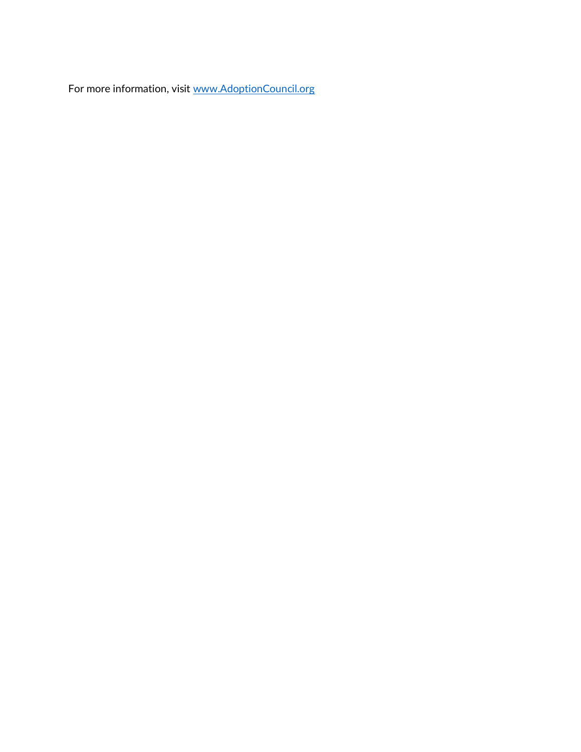For more information, visit [www.AdoptionCouncil.org](http://www.AdoptionCouncil.org)